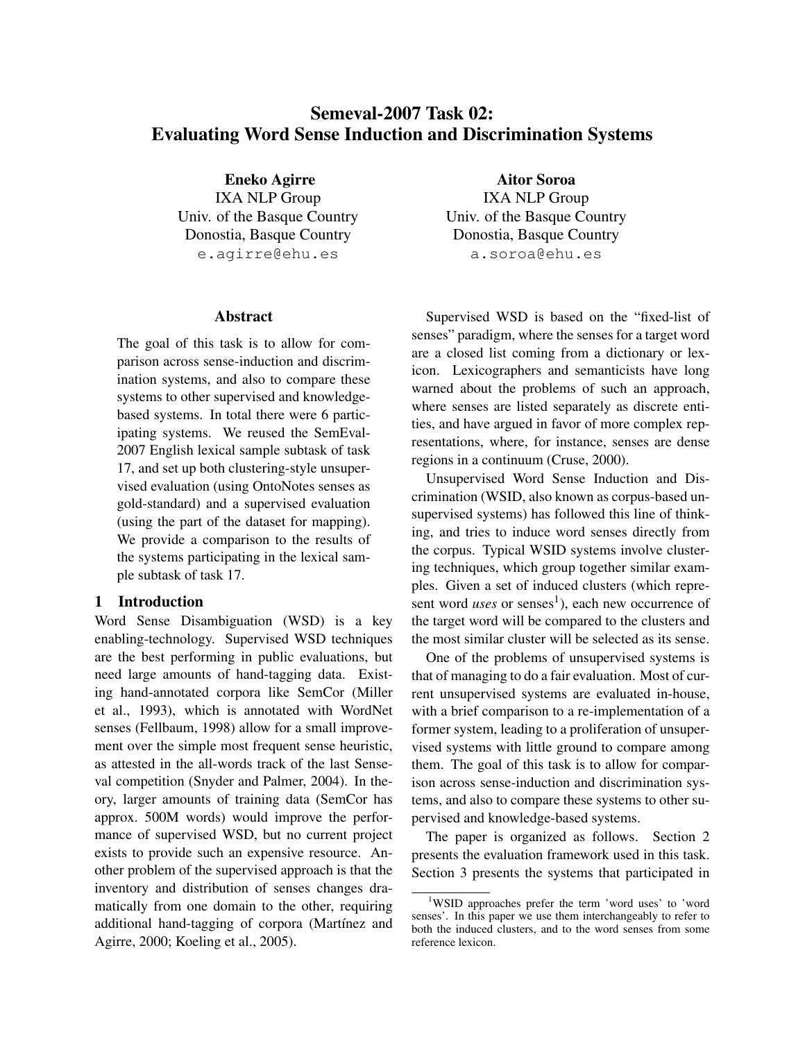# Semeval-2007 Task 02: Evaluating Word Sense Induction and Discrimination Systems

**Eneko Agirre**
IXA NLP Group
Univ. of the Basque Country
Donostia, Basque Country
e.agirre@ehu.es

**Aitor Soroa**
IXA NLP Group
Univ. of the Basque Country
Donostia, Basque Country
a.soroa@ehu.es

## Abstract

The goal of this task is to allow for comparison across sense-induction and discrimination systems, and also to compare these systems to other supervised and knowledge-based systems. In total there were 6 participating systems. We reused the SemEval-2007 English lexical sample subtask of task 17, and set up both clustering-style unsupervised evaluation (using OntoNotes senses as gold-standard) and a supervised evaluation (using the part of the dataset for mapping). We provide a comparison to the results of the systems participating in the lexical sample subtask of task 17.

## 1 Introduction

Word Sense Disambiguation (WSD) is a key enabling-technology. Supervised WSD techniques are the best performing in public evaluations, but need large amounts of hand-tagging data. Existing hand-annotated corpora like SemCor (Miller et al., 1993), which is annotated with WordNet senses (Fellbaum, 1998) allow for a small improvement over the simple most frequent sense heuristic, as attested in the all-words track of the last Senseval competition (Snyder and Palmer, 2004). In theory, larger amounts of training data (SemCor has approx. 500M words) would improve the performance of supervised WSD, but no current project exists to provide such an expensive resource. Another problem of the supervised approach is that the inventory and distribution of senses changes dramatically from one domain to the other, requiring additional hand-tagging of corpora (Martínez and Agirre, 2000; Koeling et al., 2005).

Supervised WSD is based on the "fixed-list of senses" paradigm, where the senses for a target word are a closed list coming from a dictionary or lexicon. Lexicographers and semanticists have long warned about the problems of such an approach, where senses are listed separately as discrete entities, and have argued in favor of more complex representations, where, for instance, senses are dense regions in a continuum (Cruse, 2000).

Unsupervised Word Sense Induction and Discrimination (WSID, also known as corpus-based unsupervised systems) has followed this line of thinking, and tries to induce word senses directly from the corpus. Typical WSID systems involve clustering techniques, which group together similar examples. Given a set of induced clusters (which represent word *uses* or senses[1]), each new occurrence of the target word will be compared to the clusters and the most similar cluster will be selected as its sense.

One of the problems of unsupervised systems is that of managing to do a fair evaluation. Most of current unsupervised systems are evaluated in-house, with a brief comparison to a re-implementation of a former system, leading to a proliferation of unsupervised systems with little ground to compare among them. The goal of this task is to allow for comparison across sense-induction and discrimination systems, and also to compare these systems to other supervised and knowledge-based systems.

The paper is organized as follows. Section 2 presents the evaluation framework used in this task. Section 3 presents the systems that participated in

[1] WSID approaches prefer the term 'word uses' to 'word senses'. In this paper we use them interchangeably to refer to both the induced clusters, and to the word senses from some reference lexicon.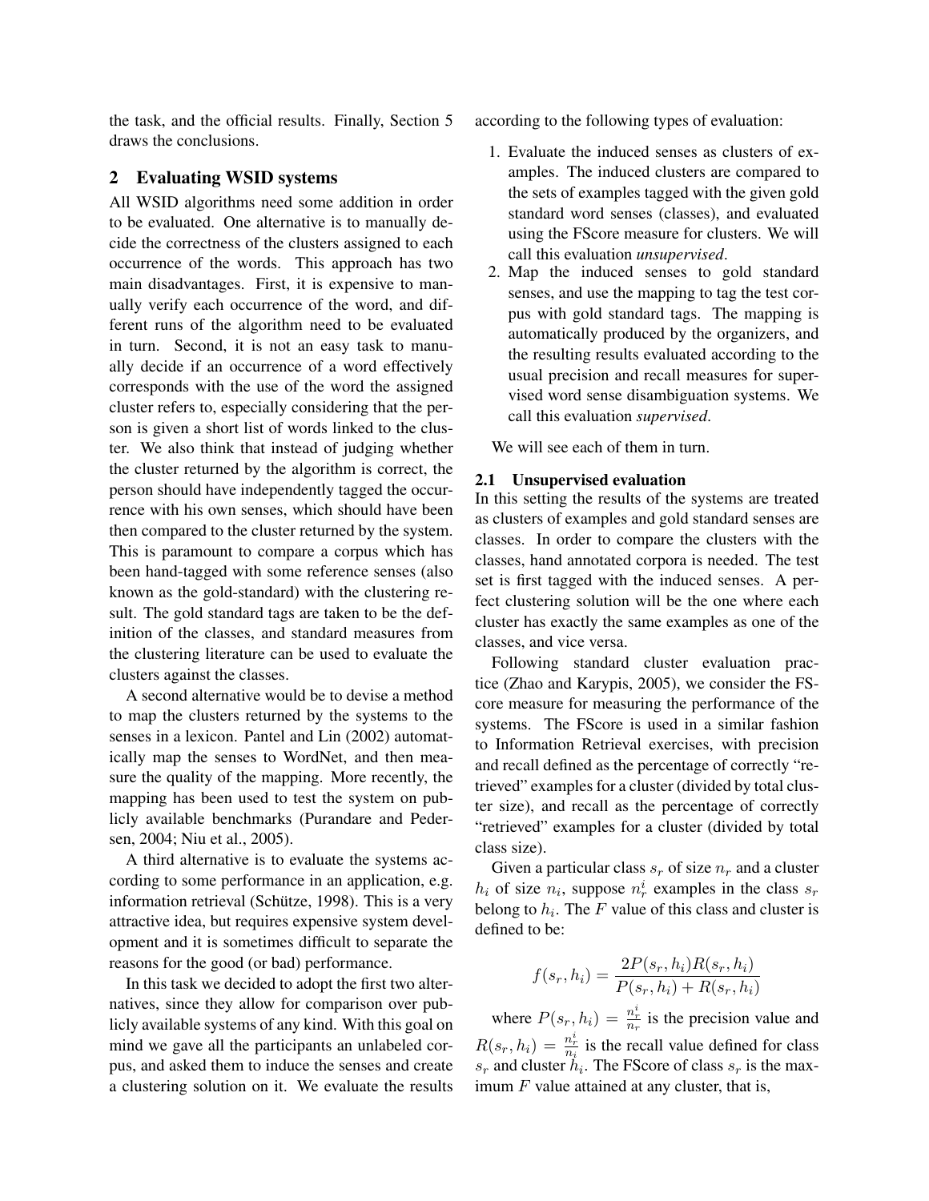the task, and the official results. Finally, Section 5 draws the conclusions.

## 2 Evaluating WSID systems

All WSID algorithms need some addition in order to be evaluated. One alternative is to manually decide the correctness of the clusters assigned to each occurrence of the words. This approach has two main disadvantages. First, it is expensive to manually verify each occurrence of the word, and different runs of the algorithm need to be evaluated in turn. Second, it is not an easy task to manually decide if an occurrence of a word effectively corresponds with the use of the word the assigned cluster refers to, especially considering that the person is given a short list of words linked to the cluster. We also think that instead of judging whether the cluster returned by the algorithm is correct, the person should have independently tagged the occurrence with his own senses, which should have been then compared to the cluster returned by the system. This is paramount to compare a corpus which has been hand-tagged with some reference senses (also known as the gold-standard) with the clustering result. The gold standard tags are taken to be the definition of the classes, and standard measures from the clustering literature can be used to evaluate the clusters against the classes.

A second alternative would be to devise a method to map the clusters returned by the systems to the senses in a lexicon. Pantel and Lin (2002) automatically map the senses to WordNet, and then measure the quality of the mapping. More recently, the mapping has been used to test the system on publicly available benchmarks (Purandare and Pedersen, 2004; Niu et al., 2005).

A third alternative is to evaluate the systems according to some performance in an application, e.g. information retrieval (Schütze, 1998). This is a very attractive idea, but requires expensive system development and it is sometimes difficult to separate the reasons for the good (or bad) performance.

In this task we decided to adopt the first two alternatives, since they allow for comparison over publicly available systems of any kind. With this goal on mind we gave all the participants an unlabeled corpus, and asked them to induce the senses and create a clustering solution on it. We evaluate the results according to the following types of evaluation:

1. Evaluate the induced senses as clusters of examples. The induced clusters are compared to the sets of examples tagged with the given gold standard word senses (classes), and evaluated using the FScore measure for clusters. We will call this evaluation *unsupervised*.
2. Map the induced senses to gold standard senses, and use the mapping to tag the test corpus with gold standard tags. The mapping is automatically produced by the organizers, and the resulting results evaluated according to the usual precision and recall measures for supervised word sense disambiguation systems. We call this evaluation *supervised*.

We will see each of them in turn.

### 2.1 Unsupervised evaluation

In this setting the results of the systems are treated as clusters of examples and gold standard senses are classes. In order to compare the clusters with the classes, hand annotated corpora is needed. The test set is first tagged with the induced senses. A perfect clustering solution will be the one where each cluster has exactly the same examples as one of the classes, and vice versa.

Following standard cluster evaluation practice (Zhao and Karypis, 2005), we consider the FScore measure for measuring the performance of the systems. The FScore is used in a similar fashion to Information Retrieval exercises, with precision and recall defined as the percentage of correctly "retrieved" examples for a cluster (divided by total cluster size), and recall as the percentage of correctly "retrieved" examples for a cluster (divided by total class size).

Given a particular class $s_r$ of size $n_r$ and a cluster $h_i$ of size $n_i$, suppose $n_r^i$ examples in the class $s_r$ belong to $h_i$. The $F$ value of this class and cluster is defined to be:

$$f(s_r, h_i) = \frac{2P(s_r, h_i)R(s_r, h_i)}{P(s_r, h_i) + R(s_r, h_i)}$$

where $P(s_r, h_i) = \frac{n_r^i}{n_r}$ is the precision value and $R(s_r, h_i) = \frac{n_r^i}{n_i}$ is the recall value defined for class $s_r$ and cluster $h_i$. The FScore of class $s_r$ is the maximum $F$ value attained at any cluster, that is,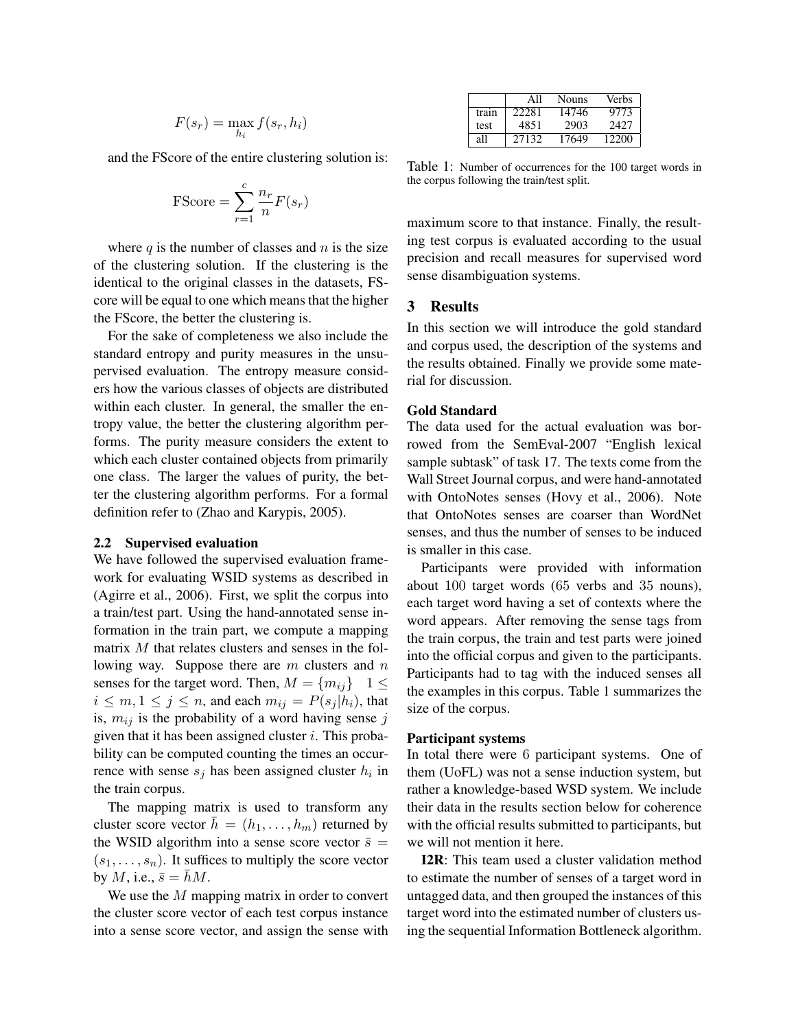$$F(s_r) = \max_{h_i} f(s_r, h_i)$$

and the FScore of the entire clustering solution is:

$$\text{FScore} = \sum_{r=1}^{c} \frac{n_r}{n} F(s_r)$$

where $q$ is the number of classes and $n$ is the size of the clustering solution. If the clustering is the identical to the original classes in the datasets, FScore will be equal to one which means that the higher the FScore, the better the clustering is.

For the sake of completeness we also include the standard entropy and purity measures in the unsupervised evaluation. The entropy measure considers how the various classes of objects are distributed within each cluster. In general, the smaller the entropy value, the better the clustering algorithm performs. The purity measure considers the extent to which each cluster contained objects from primarily one class. The larger the values of purity, the better the clustering algorithm performs. For a formal definition refer to (Zhao and Karypis, 2005).

### 2.2 Supervised evaluation

We have followed the supervised evaluation framework for evaluating WSID systems as described in (Agirre et al., 2006). First, we split the corpus into a train/test part. Using the hand-annotated sense information in the train part, we compute a mapping matrix $M$ that relates clusters and senses in the following way. Suppose there are $m$ clusters and $n$ senses for the target word. Then, $M = \{m_{ij}\}$ $1 \leq i \leq m, 1 \leq j \leq n$, and each $m_{ij} = P(s_j|h_i)$, that is, $m_{ij}$ is the probability of a word having sense $j$ given that it has been assigned cluster $i$. This probability can be computed counting the times an occurrence with sense $s_j$ has been assigned cluster $h_i$ in the train corpus.

The mapping matrix is used to transform any cluster score vector $\bar{h} = (h_1, \ldots, h_m)$ returned by the WSID algorithm into a sense score vector $\bar{s} = (s_1, \ldots, s_n)$. It suffices to multiply the score vector by $M$, i.e., $\bar{s} = \bar{h}M$.

We use the $M$ mapping matrix in order to convert the cluster score vector of each test corpus instance into a sense score vector, and assign the sense with maximum score to that instance. Finally, the resulting test corpus is evaluated according to the usual precision and recall measures for supervised word sense disambiguation systems.

| | All | Nouns | Verbs |
|---|---|---|---|
| train | 22281 | 14746 | 9773 |
| test | 4851 | 2903 | 2427 |
| all | 27132 | 17649 | 12200 |

Table 1: Number of occurrences for the 100 target words in the corpus following the train/test split.

## 3 Results

In this section we will introduce the gold standard and corpus used, the description of the systems and the results obtained. Finally we provide some material for discussion.

#### Gold Standard

The data used for the actual evaluation was borrowed from the SemEval-2007 "English lexical sample subtask" of task 17. The texts come from the Wall Street Journal corpus, and were hand-annotated with OntoNotes senses (Hovy et al., 2006). Note that OntoNotes senses are coarser than WordNet senses, and thus the number of senses to be induced is smaller in this case.

Participants were provided with information about 100 target words (65 verbs and 35 nouns), each target word having a set of contexts where the word appears. After removing the sense tags from the train corpus, the train and test parts were joined into the official corpus and given to the participants. Participants had to tag with the induced senses all the examples in this corpus. Table 1 summarizes the size of the corpus.

#### Participant systems

In total there were 6 participant systems. One of them (UoFL) was not a sense induction system, but rather a knowledge-based WSD system. We include their data in the results section below for coherence with the official results submitted to participants, but we will not mention it here.

**I2R**: This team used a cluster validation method to estimate the number of senses of a target word in untagged data, and then grouped the instances of this target word into the estimated number of clusters using the sequential Information Bottleneck algorithm.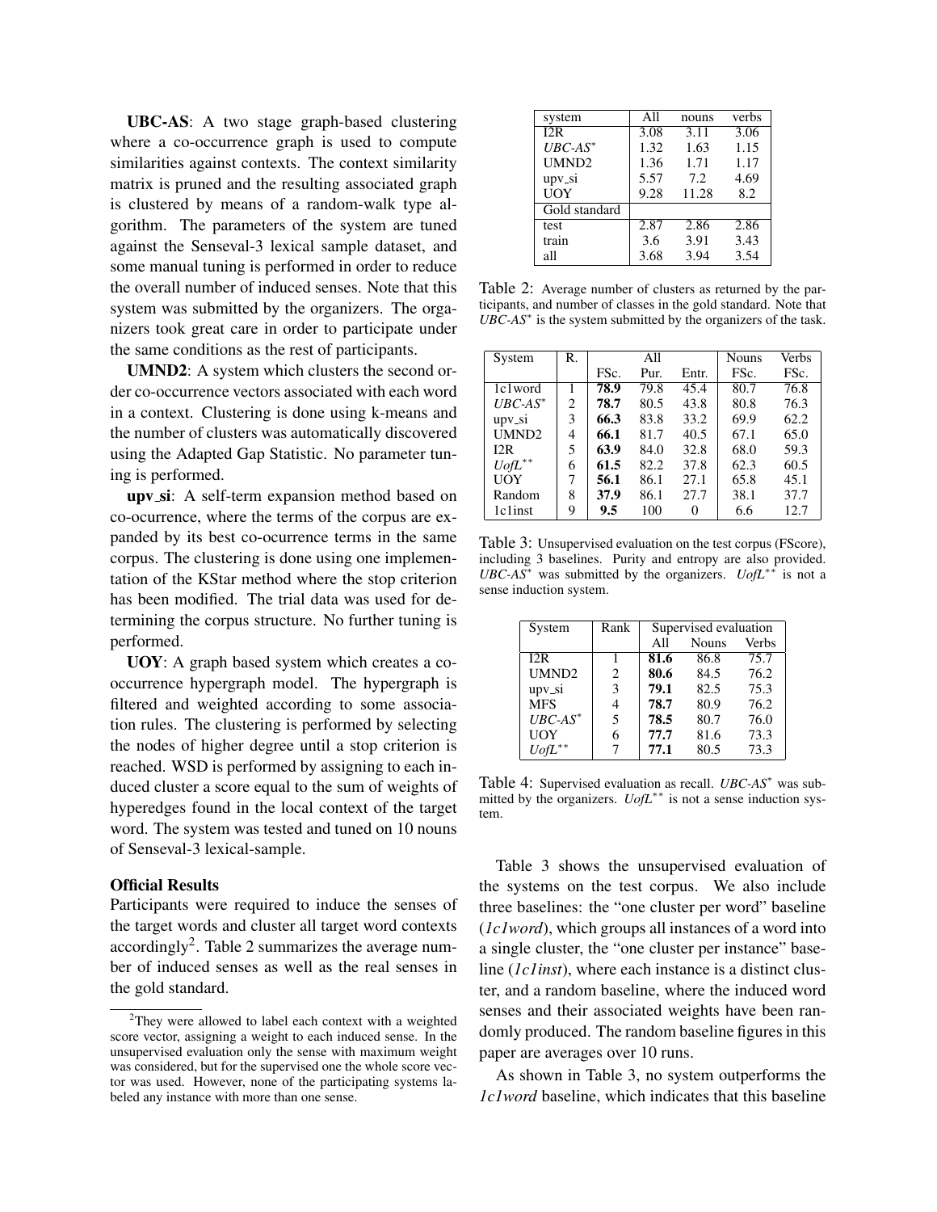**UBC-AS**: A two stage graph-based clustering where a co-occurrence graph is used to compute similarities against contexts. The context similarity matrix is pruned and the resulting associated graph is clustered by means of a random-walk type algorithm. The parameters of the system are tuned against the Senseval-3 lexical sample dataset, and some manual tuning is performed in order to reduce the overall number of induced senses. Note that this system was submitted by the organizers. The organizers took great care in order to participate under the same conditions as the rest of participants.

**UMND2**: A system which clusters the second order co-occurrence vectors associated with each word in a context. Clustering is done using k-means and the number of clusters was automatically discovered using the Adapted Gap Statistic. No parameter tuning is performed.

**upv_si**: A self-term expansion method based on co-ocurrence, where the terms of the corpus are expanded by its best co-ocurrence terms in the same corpus. The clustering is done using one implementation of the KStar method where the stop criterion has been modified. The trial data was used for determining the corpus structure. No further tuning is performed.

**UOY**: A graph based system which creates a co-occurrence hypergraph model. The hypergraph is filtered and weighted according to some association rules. The clustering is performed by selecting the nodes of higher degree until a stop criterion is reached. WSD is performed by assigning to each induced cluster a score equal to the sum of weights of hyperedges found in the local context of the target word. The system was tested and tuned on 10 nouns of Senseval-3 lexical-sample.

**Official Results**

Participants were required to induce the senses of the target words and cluster all target word contexts accordingly[2]. Table 2 summarizes the average number of induced senses as well as the real senses in the gold standard.

| system | All | nouns | verbs |
|---|---|---|---|
| I2R | 3.08 | 3.11 | 3.06 |
| *UBC-AS** | 1.32 | 1.63 | 1.15 |
| UMND2 | 1.36 | 1.71 | 1.17 |
| upv_si | 5.57 | 7.2 | 4.69 |
| UOY | 9.28 | 11.28 | 8.2 |
| Gold standard | | | |
| test | 2.87 | 2.86 | 2.86 |
| train | 3.6 | 3.91 | 3.43 |
| all | 3.68 | 3.94 | 3.54 |

Table 2: Average number of clusters as returned by the participants, and number of classes in the gold standard. Note that *UBC-AS** is the system submitted by the organizers of the task.

| System | R. | All | | | Nouns | Verbs |
|---|---|---|---|---|---|---|
| | | FSc. | Pur. | Entr. | FSc. | FSc. |
| 1c1word | 1 | **78.9** | 79.8 | 45.4 | 80.7 | 76.8 |
| *UBC-AS** | 2 | **78.7** | 80.5 | 43.8 | 80.8 | 76.3 |
| upv_si | 3 | **66.3** | 83.8 | 33.2 | 69.9 | 62.2 |
| UMND2 | 4 | **66.1** | 81.7 | 40.5 | 67.1 | 65.0 |
| I2R | 5 | **63.9** | 84.0 | 32.8 | 68.0 | 59.3 |
| *UofL*** | 6 | **61.5** | 82.2 | 37.8 | 62.3 | 60.5 |
| UOY | 7 | **56.1** | 86.1 | 27.1 | 65.8 | 45.1 |
| Random | 8 | **37.9** | 86.1 | 27.7 | 38.1 | 37.7 |
| 1c1inst | 9 | **9.5** | 100 | 0 | 6.6 | 12.7 |

Table 3: Unsupervised evaluation on the test corpus (FScore), including 3 baselines. Purity and entropy are also provided. *UBC-AS** was submitted by the organizers. *UofL*** is not a sense induction system.

| System | Rank | Supervised evaluation | | |
|---|---|---|---|---|
| | | All | Nouns | Verbs |
| I2R | 1 | **81.6** | 86.8 | 75.7 |
| UMND2 | 2 | **80.6** | 84.5 | 76.2 |
| upv_si | 3 | **79.1** | 82.5 | 75.3 |
| MFS | 4 | **78.7** | 80.9 | 76.2 |
| *UBC-AS** | 5 | **78.5** | 80.7 | 76.0 |
| UOY | 6 | **77.7** | 81.6 | 73.3 |
| *UofL*** | 7 | **77.1** | 80.5 | 73.3 |

Table 4: Supervised evaluation as recall. *UBC-AS** was submitted by the organizers. *UofL*** is not a sense induction system.

Table 3 shows the unsupervised evaluation of the systems on the test corpus. We also include three baselines: the "one cluster per word" baseline (*1c1word*), which groups all instances of a word into a single cluster, the "one cluster per instance" baseline (*1c1inst*), where each instance is a distinct cluster, and a random baseline, where the induced word senses and their associated weights have been randomly produced. The random baseline figures in this paper are averages over 10 runs.

As shown in Table 3, no system outperforms the *1c1word* baseline, which indicates that this baseline

[2]They were allowed to label each context with a weighted score vector, assigning a weight to each induced sense. In the unsupervised evaluation only the sense with maximum weight was considered, but for the supervised one the whole score vector was used. However, none of the participating systems labeled any instance with more than one sense.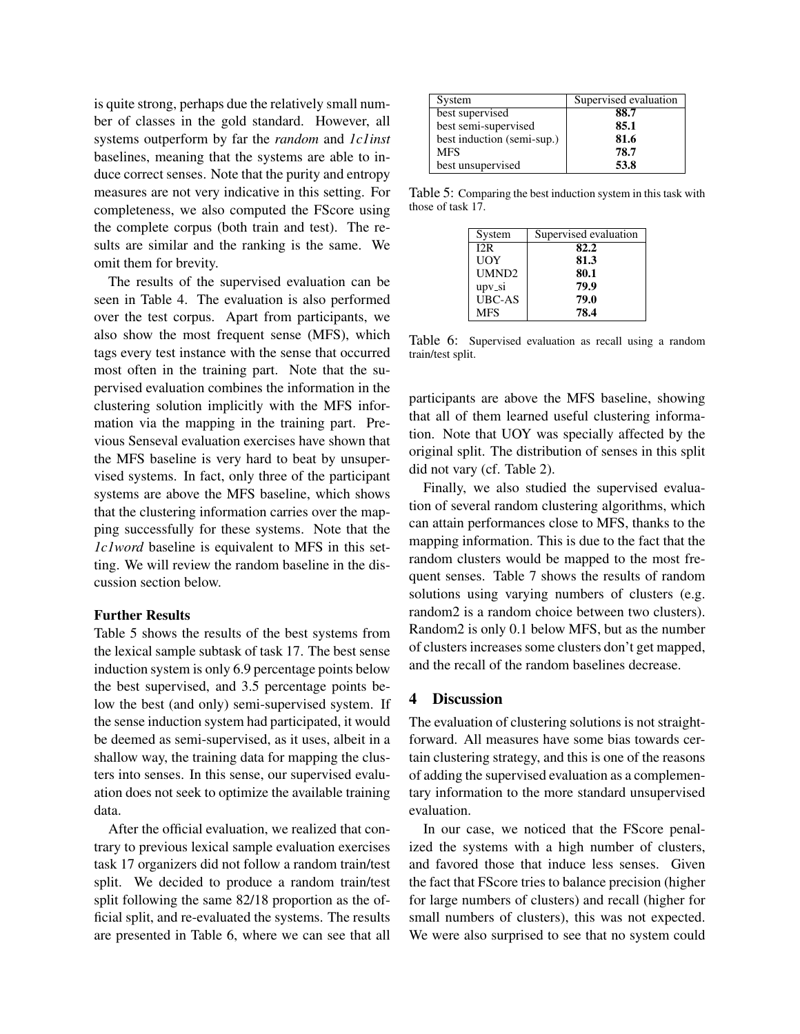is quite strong, perhaps due the relatively small number of classes in the gold standard. However, all systems outperform by far the *random* and *1c1inst* baselines, meaning that the systems are able to induce correct senses. Note that the purity and entropy measures are not very indicative in this setting. For completeness, we also computed the FScore using the complete corpus (both train and test). The results are similar and the ranking is the same. We omit them for brevity.

The results of the supervised evaluation can be seen in Table 4. The evaluation is also performed over the test corpus. Apart from participants, we also show the most frequent sense (MFS), which tags every test instance with the sense that occurred most often in the training part. Note that the supervised evaluation combines the information in the clustering solution implicitly with the MFS information via the mapping in the training part. Previous Senseval evaluation exercises have shown that the MFS baseline is very hard to beat by unsupervised systems. In fact, only three of the participant systems are above the MFS baseline, which shows that the clustering information carries over the mapping successfully for these systems. Note that the *1c1word* baseline is equivalent to MFS in this setting. We will review the random baseline in the discussion section below.

**Further Results**

Table 5 shows the results of the best systems from the lexical sample subtask of task 17. The best sense induction system is only 6.9 percentage points below the best supervised, and 3.5 percentage points below the best (and only) semi-supervised system. If the sense induction system had participated, it would be deemed as semi-supervised, as it uses, albeit in a shallow way, the training data for mapping the clusters into senses. In this sense, our supervised evaluation does not seek to optimize the available training data.

After the official evaluation, we realized that contrary to previous lexical sample evaluation exercises task 17 organizers did not follow a random train/test split. We decided to produce a random train/test split following the same 82/18 proportion as the official split, and re-evaluated the systems. The results are presented in Table 6, where we can see that all participants are above the MFS baseline, showing that all of them learned useful clustering information. Note that UOY was specially affected by the original split. The distribution of senses in this split did not vary (cf. Table 2).

| System | Supervised evaluation |
|---|---|
| best supervised | **88.7** |
| best semi-supervised | **85.1** |
| best induction (semi-sup.) | **81.6** |
| MFS | **78.7** |
| best unsupervised | **53.8** |

Table 5: Comparing the best induction system in this task with those of task 17.

| System | Supervised evaluation |
|---|---|
| I2R | **82.2** |
| UOY | **81.3** |
| UMND2 | **80.1** |
| upv_si | **79.9** |
| UBC-AS | **79.0** |
| MFS | **78.4** |

Table 6: Supervised evaluation as recall using a random train/test split.

Finally, we also studied the supervised evaluation of several random clustering algorithms, which can attain performances close to MFS, thanks to the mapping information. This is due to the fact that the random clusters would be mapped to the most frequent senses. Table 7 shows the results of random solutions using varying numbers of clusters (e.g. random2 is a random choice between two clusters). Random2 is only 0.1 below MFS, but as the number of clusters increases some clusters don't get mapped, and the recall of the random baselines decrease.

## 4 Discussion

The evaluation of clustering solutions is not straightforward. All measures have some bias towards certain clustering strategy, and this is one of the reasons of adding the supervised evaluation as a complementary information to the more standard unsupervised evaluation.

In our case, we noticed that the FScore penalized the systems with a high number of clusters, and favored those that induce less senses. Given the fact that FScore tries to balance precision (higher for large numbers of clusters) and recall (higher for small numbers of clusters), this was not expected. We were also surprised to see that no system could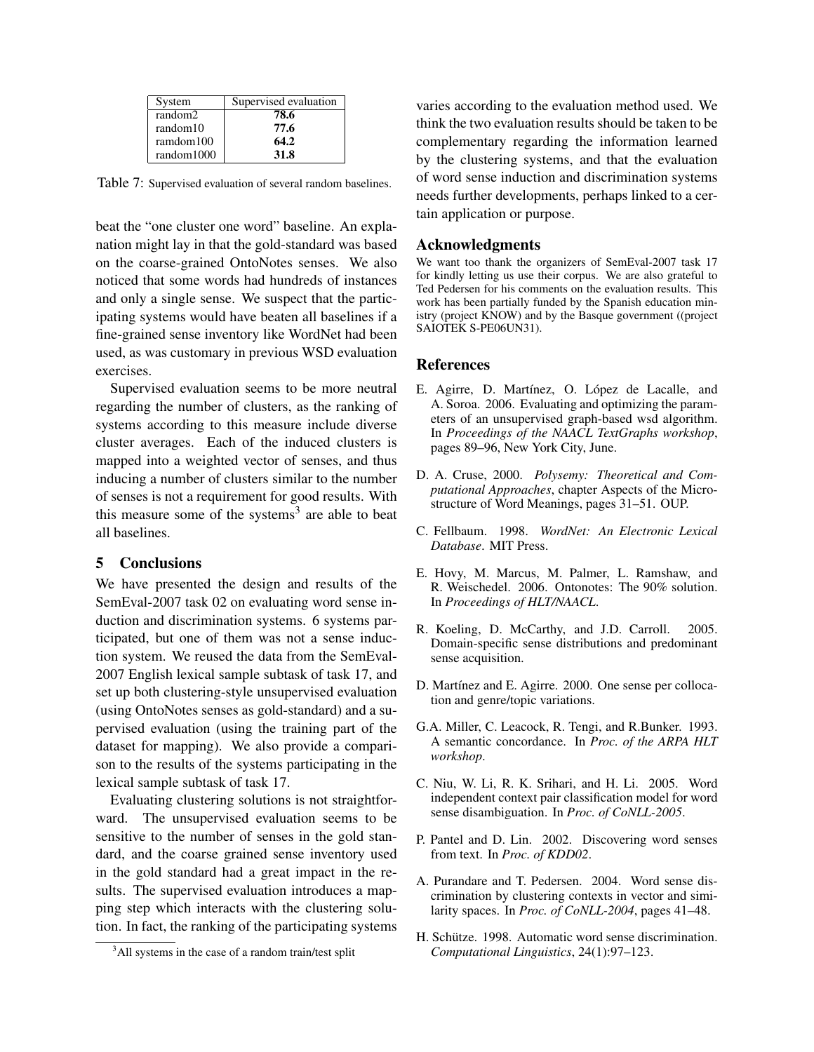| System | Supervised evaluation |
|---|---|
| random2 | **78.6** |
| random10 | **77.6** |
| ramdom100 | **64.2** |
| random1000 | **31.8** |

Table 7: Supervised evaluation of several random baselines.

beat the "one cluster one word" baseline. An explanation might lay in that the gold-standard was based on the coarse-grained OntoNotes senses. We also noticed that some words had hundreds of instances and only a single sense. We suspect that the participating systems would have beaten all baselines if a fine-grained sense inventory like WordNet had been used, as was customary in previous WSD evaluation exercises.

Supervised evaluation seems to be more neutral regarding the number of clusters, as the ranking of systems according to this measure include diverse cluster averages. Each of the induced clusters is mapped into a weighted vector of senses, and thus inducing a number of clusters similar to the number of senses is not a requirement for good results. With this measure some of the systems[3] are able to beat all baselines.

## 5 Conclusions

We have presented the design and results of the SemEval-2007 task 02 on evaluating word sense induction and discrimination systems. 6 systems participated, but one of them was not a sense induction system. We reused the data from the SemEval-2007 English lexical sample subtask of task 17, and set up both clustering-style unsupervised evaluation (using OntoNotes senses as gold-standard) and a supervised evaluation (using the training part of the dataset for mapping). We also provide a comparison to the results of the systems participating in the lexical sample subtask of task 17.

Evaluating clustering solutions is not straightforward. The unsupervised evaluation seems to be sensitive to the number of senses in the gold standard, and the coarse grained sense inventory used in the gold standard had a great impact in the results. The supervised evaluation introduces a mapping step which interacts with the clustering solution. In fact, the ranking of the participating systems varies according to the evaluation method used. We think the two evaluation results should be taken to be complementary regarding the information learned by the clustering systems, and that the evaluation of word sense induction and discrimination systems needs further developments, perhaps linked to a certain application or purpose.

[3]All systems in the case of a random train/test split

## Acknowledgments

We want too thank the organizers of SemEval-2007 task 17 for kindly letting us use their corpus. We are also grateful to Ted Pedersen for his comments on the evaluation results. This work has been partially funded by the Spanish education ministry (project KNOW) and by the Basque government ((project SAIOTEK S-PE06UN31).

## References

E. Agirre, D. Martínez, O. López de Lacalle, and A. Soroa. 2006. Evaluating and optimizing the parameters of an unsupervised graph-based wsd algorithm. In *Proceedings of the NAACL TextGraphs workshop*, pages 89–96, New York City, June.

D. A. Cruse, 2000. *Polysemy: Theoretical and Computational Approaches*, chapter Aspects of the Microstructure of Word Meanings, pages 31–51. OUP.

C. Fellbaum. 1998. *WordNet: An Electronic Lexical Database*. MIT Press.

E. Hovy, M. Marcus, M. Palmer, L. Ramshaw, and R. Weischedel. 2006. Ontonotes: The 90% solution. In *Proceedings of HLT/NAACL*.

R. Koeling, D. McCarthy, and J.D. Carroll. 2005. Domain-specific sense distributions and predominant sense acquisition.

D. Martínez and E. Agirre. 2000. One sense per collocation and genre/topic variations.

G.A. Miller, C. Leacock, R. Tengi, and R.Bunker. 1993. A semantic concordance. In *Proc. of the ARPA HLT workshop*.

C. Niu, W. Li, R. K. Srihari, and H. Li. 2005. Word independent context pair classification model for word sense disambiguation. In *Proc. of CoNLL-2005*.

P. Pantel and D. Lin. 2002. Discovering word senses from text. In *Proc. of KDD02*.

A. Purandare and T. Pedersen. 2004. Word sense discrimination by clustering contexts in vector and similarity spaces. In *Proc. of CoNLL-2004*, pages 41–48.

H. Schütze. 1998. Automatic word sense discrimination. *Computational Linguistics*, 24(1):97–123.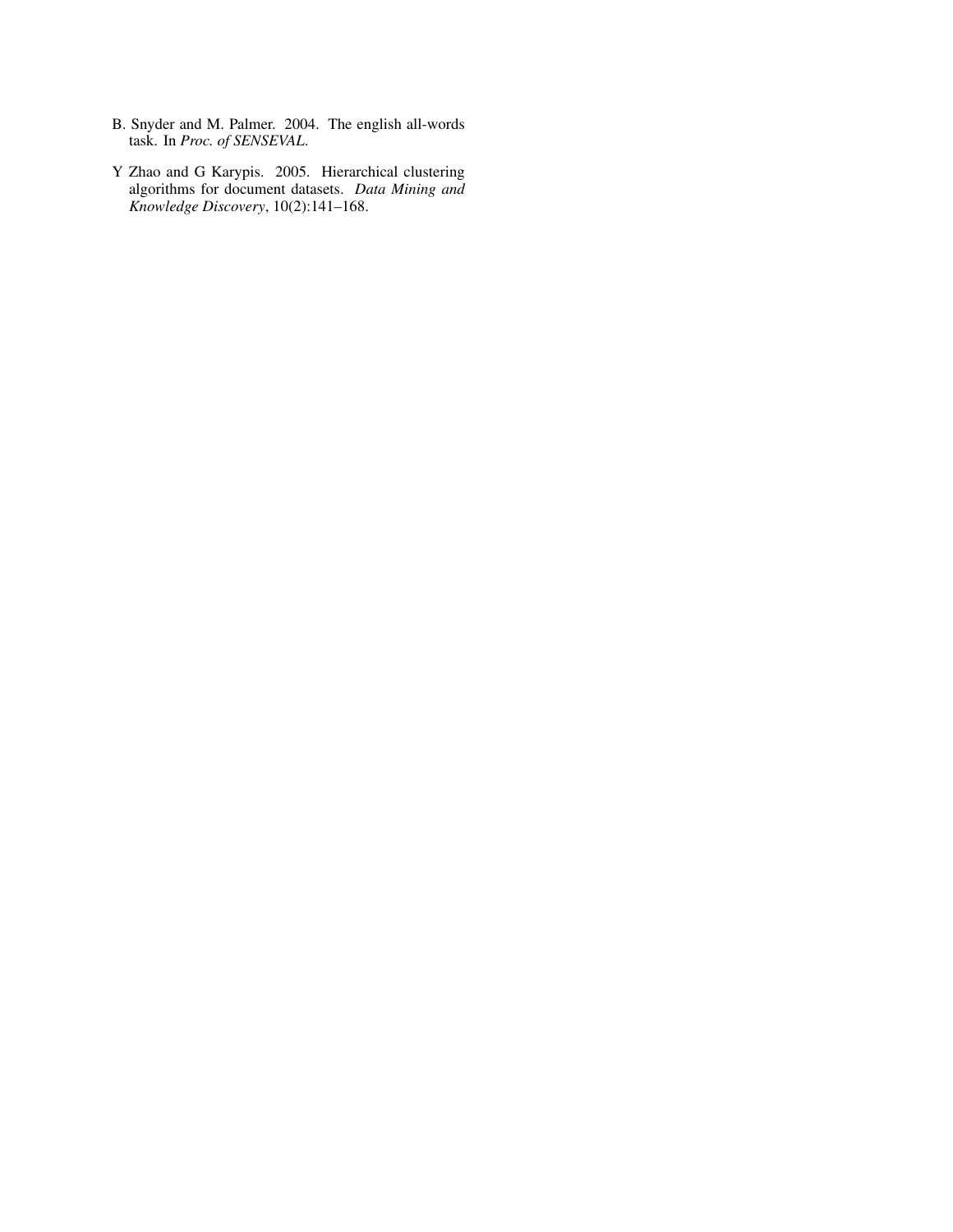B. Snyder and M. Palmer. 2004. The english all-words task. In *Proc. of SENSEVAL*.

Y Zhao and G Karypis. 2005. Hierarchical clustering algorithms for document datasets. *Data Mining and Knowledge Discovery*, 10(2):141–168.